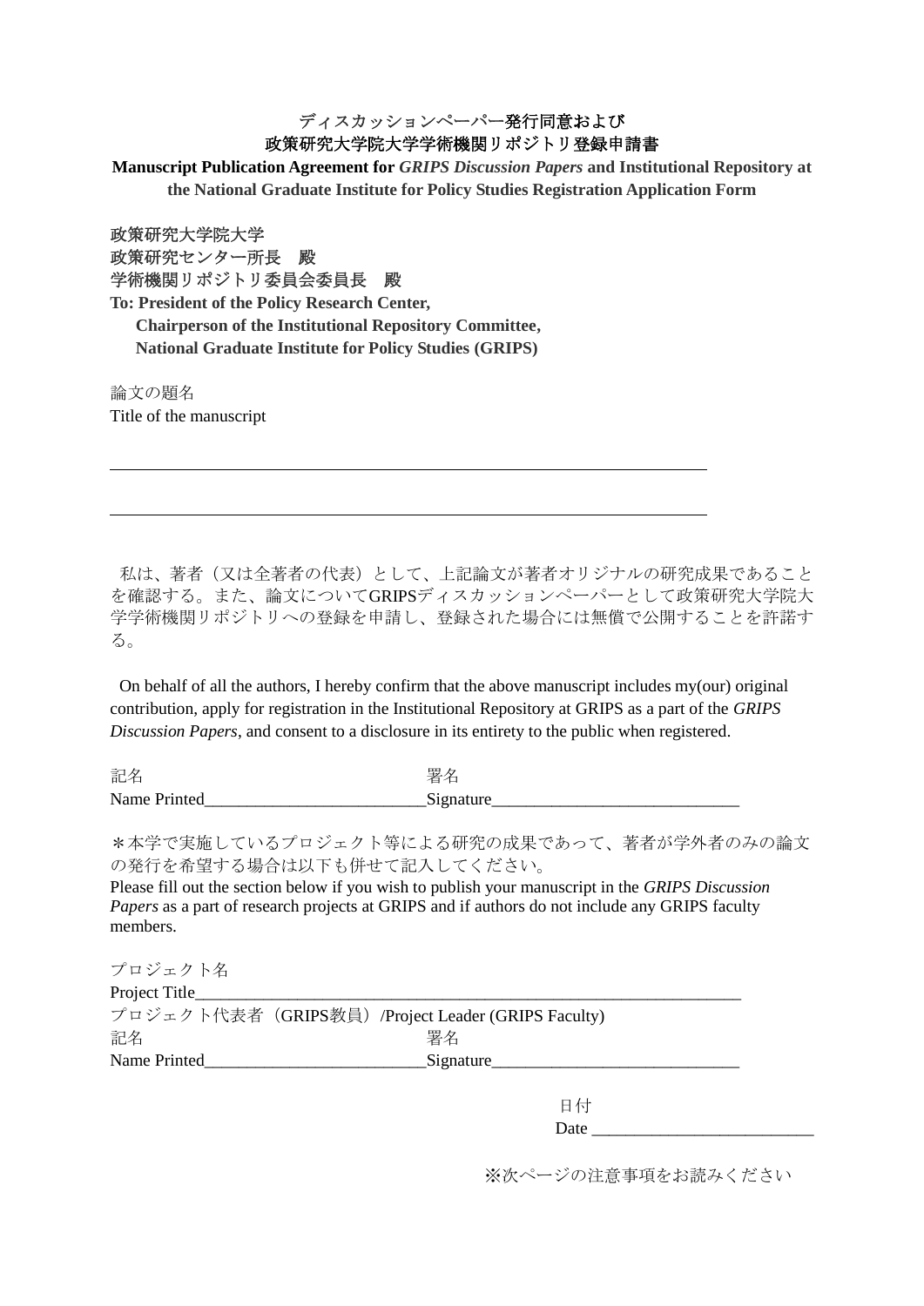# ディスカッションペーパー発行同意および
# 政策研究大学院大学学術機関リポジトリ登録申請書

**Manuscript Publication Agreement for *GRIPS Discussion Papers* and Institutional Repository at the National Graduate Institute for Policy Studies Registration Application Form**

**政策研究大学院大学**
**政策研究センター所長　殿**
**学術機関リポジトリ委員会委員長　殿**
**To: President of the Policy Research Center,**
**Chairperson of the Institutional Repository Committee,**
**National Graduate Institute for Policy Studies (GRIPS)**

論文の題名
Title of the manuscript

______________________________________________________________________

______________________________________________________________________

私は、著者（又は全著者の代表）として、上記論文が著者オリジナルの研究成果であることを確認する。また、論文についてGRIPSディスカッションペーパーとして政策研究大学院大学学術機関リポジトリへの登録を申請し、登録された場合には無償で公開することを許諾する。

On behalf of all the authors, I hereby confirm that the above manuscript includes my(our) original contribution, apply for registration in the Institutional Repository at GRIPS as a part of the *GRIPS Discussion Papers*, and consent to a disclosure in its entirety to the public when registered.

記名　　　　　　　　　　　　　　　　　署名
Name Printed__________________________Signature_____________________________

＊本学で実施しているプロジェクト等による研究の成果であって、著者が学外者のみの論文の発行を希望する場合は以下も併せて記入してください。
Please fill out the section below if you wish to publish your manuscript in the *GRIPS Discussion Papers* as a part of research projects at GRIPS and if authors do not include any GRIPS faculty members.

プロジェクト名
Project Title_________________________________________________________________

プロジェクト代表者（GRIPS教員）/Project Leader (GRIPS Faculty)
記名　　　　　　　　　　　　　　　　　署名
Name Printed__________________________Signature_____________________________

日付
Date __________________________

※次ページの注意事項をお読みください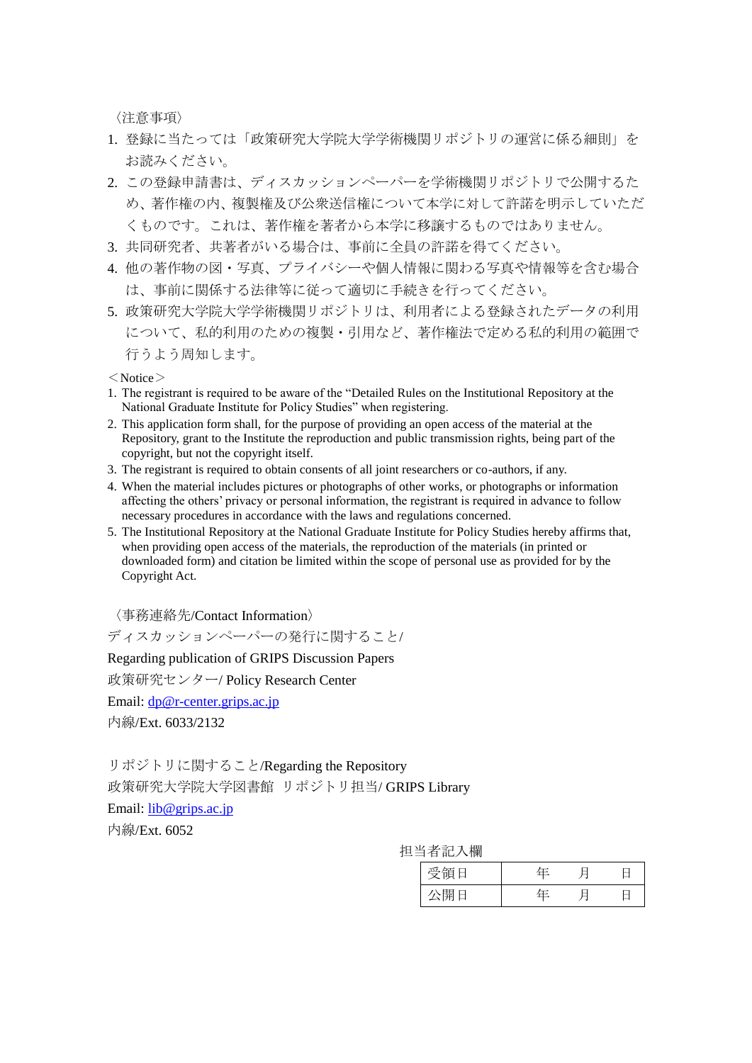〈注意事項〉

1. 登録に当たっては「政策研究大学院大学学術機関リポジトリの運営に係る細則」をお読みください。
2. この登録申請書は、ディスカッションペーパーを学術機関リポジトリで公開するため、著作権の内、複製権及び公衆送信権について本学に対して許諾を明示していただくものです。これは、著作権を著者から本学に移譲するものではありません。
3. 共同研究者、共著者がいる場合は、事前に全員の許諾を得てください。
4. 他の著作物の図・写真、プライバシーや個人情報に関わる写真や情報等を含む場合は、事前に関係する法律等に従って適切に手続きを行ってください。
5. 政策研究大学院大学学術機関リポジトリは、利用者による登録されたデータの利用について、私的利用のための複製・引用など、著作権法で定める私的利用の範囲で行うよう周知します。

＜Notice＞

1. The registrant is required to be aware of the “Detailed Rules on the Institutional Repository at the National Graduate Institute for Policy Studies” when registering.
2. This application form shall, for the purpose of providing an open access of the material at the Repository, grant to the Institute the reproduction and public transmission rights, being part of the copyright, but not the copyright itself.
3. The registrant is required to obtain consents of all joint researchers or co-authors, if any.
4. When the material includes pictures or photographs of other works, or photographs or information affecting the others’ privacy or personal information, the registrant is required in advance to follow necessary procedures in accordance with the laws and regulations concerned.
5. The Institutional Repository at the National Graduate Institute for Policy Studies hereby affirms that, when providing open access of the materials, the reproduction of the materials (in printed or downloaded form) and citation be limited within the scope of personal use as provided for by the Copyright Act.

〈事務連絡先/Contact Information〉

ディスカッションペーパーの発行に関すること/
Regarding publication of GRIPS Discussion Papers
政策研究センター/ Policy Research Center
Email: dp@r-center.grips.ac.jp
内線/Ext. 6033/2132

リポジトリに関すること/Regarding the Repository
政策研究大学院大学図書館　リポジトリ担当/ GRIPS Library
Email: lib@grips.ac.jp
内線/Ext. 6052

担当者記入欄

| | |
|---|---|
| 受領日 | 年　　月　　日 |
| 公開日 | 年　　月　　日 |